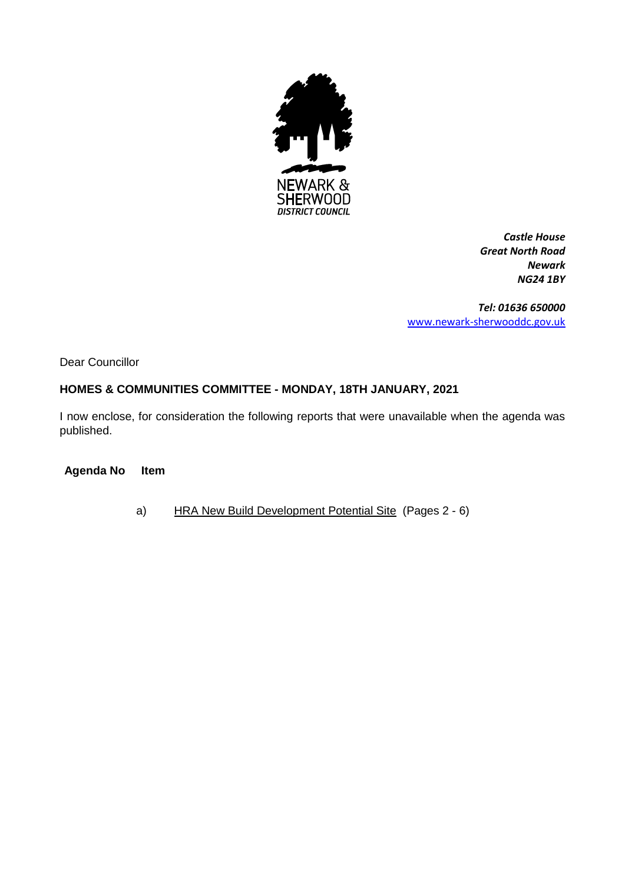NEWARK & SHERWOOD DISTRICT COUNCIL

*Castle House*
*Great North Road*
*Newark*
*NG24 1BY*

*Tel: 01636 650000*
www.newark-sherwooddc.gov.uk

Dear Councillor

**HOMES & COMMUNITIES COMMITTEE - MONDAY, 18TH JANUARY, 2021**

I now enclose, for consideration the following reports that were unavailable when the agenda was published.

| Agenda No | Item |
| --- | --- |
| a) | HRA New Build Development Potential Site (Pages 2 - 6) |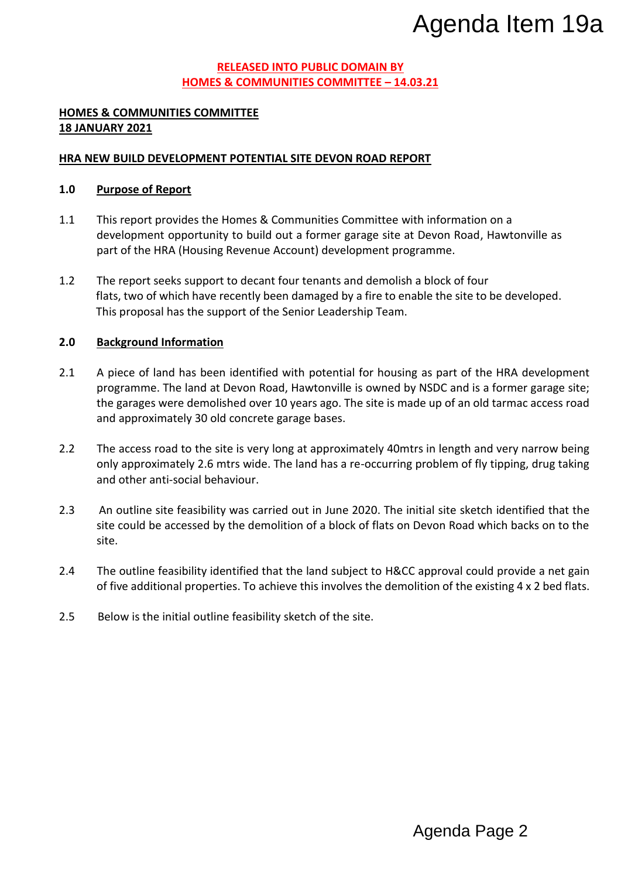**RELEASED INTO PUBLIC DOMAIN BY HOMES & COMMUNITIES COMMITTEE – 14.03.21**

**HOMES & COMMUNITIES COMMITTEE**
**18 JANUARY 2021**

**HRA NEW BUILD DEVELOPMENT POTENTIAL SITE DEVON ROAD REPORT**

## 1.0 Purpose of Report

1.1 This report provides the Homes & Communities Committee with information on a development opportunity to build out a former garage site at Devon Road, Hawtonville as part of the HRA (Housing Revenue Account) development programme.

1.2 The report seeks support to decant four tenants and demolish a block of four flats, two of which have recently been damaged by a fire to enable the site to be developed. This proposal has the support of the Senior Leadership Team.

## 2.0 Background Information

2.1 A piece of land has been identified with potential for housing as part of the HRA development programme. The land at Devon Road, Hawtonville is owned by NSDC and is a former garage site; the garages were demolished over 10 years ago. The site is made up of an old tarmac access road and approximately 30 old concrete garage bases.

2.2 The access road to the site is very long at approximately 40mtrs in length and very narrow being only approximately 2.6 mtrs wide. The land has a re-occurring problem of fly tipping, drug taking and other anti-social behaviour.

2.3 An outline site feasibility was carried out in June 2020. The initial site sketch identified that the site could be accessed by the demolition of a block of flats on Devon Road which backs on to the site.

2.4 The outline feasibility identified that the land subject to H&CC approval could provide a net gain of five additional properties. To achieve this involves the demolition of the existing 4 x 2 bed flats.

2.5 Below is the initial outline feasibility sketch of the site.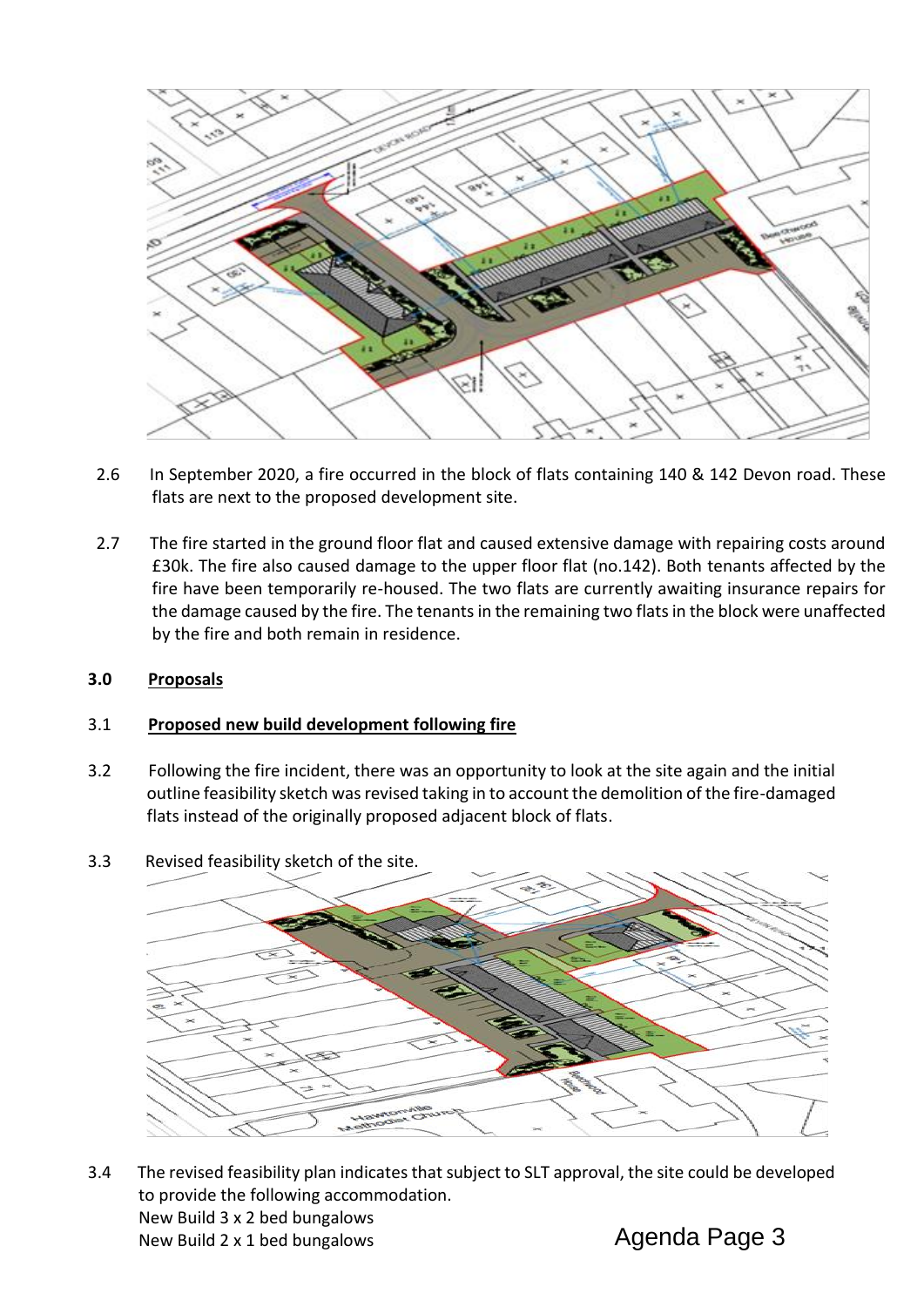2.6 In September 2020, a fire occurred in the block of flats containing 140 & 142 Devon road. These flats are next to the proposed development site.

2.7 The fire started in the ground floor flat and caused extensive damage with repairing costs around £30k. The fire also caused damage to the upper floor flat (no.142). Both tenants affected by the fire have been temporarily re-housed. The two flats are currently awaiting insurance repairs for the damage caused by the fire. The tenants in the remaining two flats in the block were unaffected by the fire and both remain in residence.

## 3.0 Proposals

### 3.1 Proposed new build development following fire

3.2 Following the fire incident, there was an opportunity to look at the site again and the initial outline feasibility sketch was revised taking in to account the demolition of the fire-damaged flats instead of the originally proposed adjacent block of flats.

3.3 Revised feasibility sketch of the site.

3.4 The revised feasibility plan indicates that subject to SLT approval, the site could be developed to provide the following accommodation.

New Build 3 x 2 bed bungalows
New Build 2 x 1 bed bungalows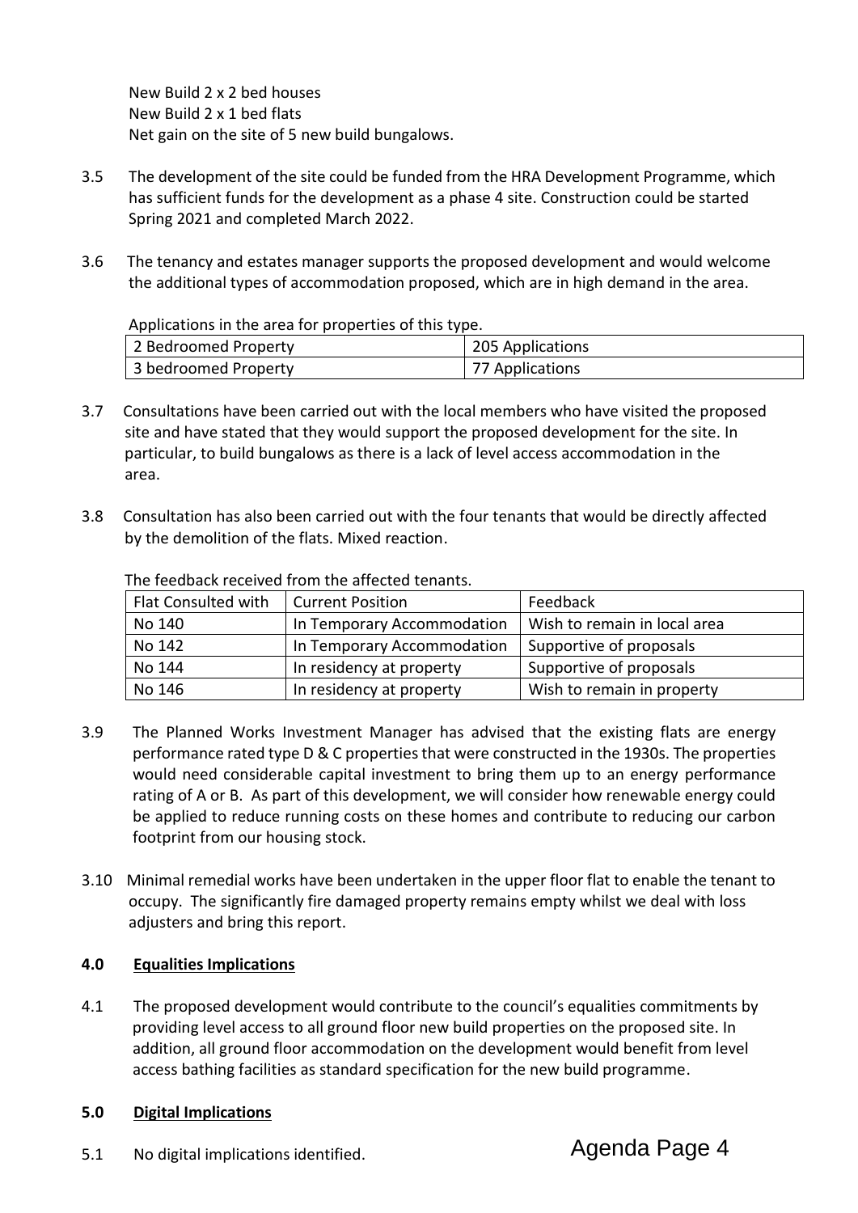New Build 2 x 2 bed houses
New Build 2 x 1 bed flats
Net gain on the site of 5 new build bungalows.

3.5 The development of the site could be funded from the HRA Development Programme, which has sufficient funds for the development as a phase 4 site. Construction could be started Spring 2021 and completed March 2022.

3.6 The tenancy and estates manager supports the proposed development and would welcome the additional types of accommodation proposed, which are in high demand in the area.

Applications in the area for properties of this type.

| 2 Bedroomed Property | 205 Applications |
|---|---|
| 3 bedroomed Property | 77 Applications |

3.7 Consultations have been carried out with the local members who have visited the proposed site and have stated that they would support the proposed development for the site. In particular, to build bungalows as there is a lack of level access accommodation in the area.

3.8 Consultation has also been carried out with the four tenants that would be directly affected by the demolition of the flats. Mixed reaction.

The feedback received from the affected tenants.

| Flat Consulted with | Current Position | Feedback |
|---|---|---|
| No 140 | In Temporary Accommodation | Wish to remain in local area |
| No 142 | In Temporary Accommodation | Supportive of proposals |
| No 144 | In residency at property | Supportive of proposals |
| No 146 | In residency at property | Wish to remain in property |

3.9 The Planned Works Investment Manager has advised that the existing flats are energy performance rated type D & C properties that were constructed in the 1930s. The properties would need considerable capital investment to bring them up to an energy performance rating of A or B. As part of this development, we will consider how renewable energy could be applied to reduce running costs on these homes and contribute to reducing our carbon footprint from our housing stock.

3.10 Minimal remedial works have been undertaken in the upper floor flat to enable the tenant to occupy. The significantly fire damaged property remains empty whilst we deal with loss adjusters and bring this report.

## 4.0 Equalities Implications

4.1 The proposed development would contribute to the council's equalities commitments by providing level access to all ground floor new build properties on the proposed site. In addition, all ground floor accommodation on the development would benefit from level access bathing facilities as standard specification for the new build programme.

## 5.0 Digital Implications

5.1 No digital implications identified.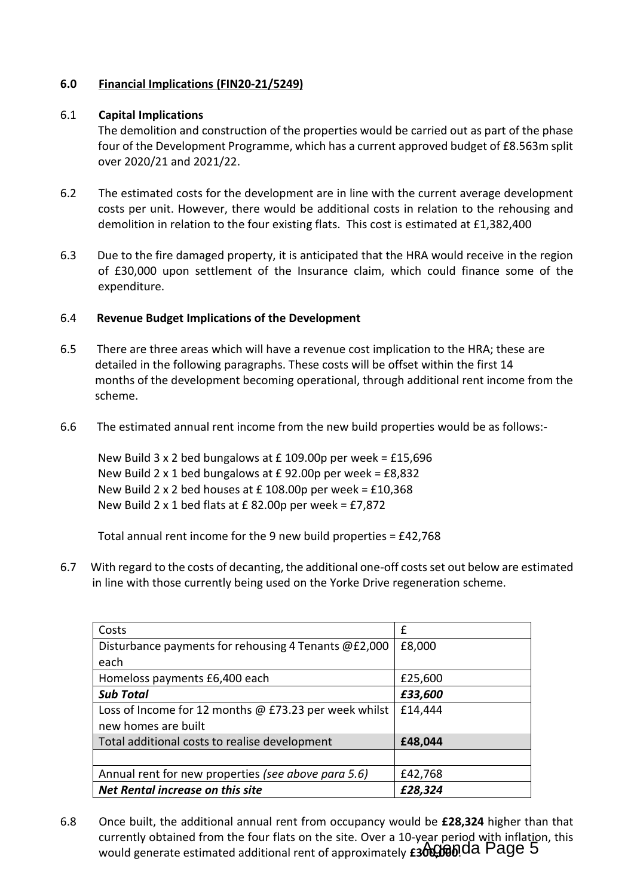## 6.0 Financial Implications (FIN20-21/5249)

6.1 **Capital Implications**

The demolition and construction of the properties would be carried out as part of the phase four of the Development Programme, which has a current approved budget of £8.563m split over 2020/21 and 2021/22.

6.2 The estimated costs for the development are in line with the current average development costs per unit. However, there would be additional costs in relation to the rehousing and demolition in relation to the four existing flats. This cost is estimated at £1,382,400

6.3 Due to the fire damaged property, it is anticipated that the HRA would receive in the region of £30,000 upon settlement of the Insurance claim, which could finance some of the expenditure.

6.4 **Revenue Budget Implications of the Development**

6.5 There are three areas which will have a revenue cost implication to the HRA; these are detailed in the following paragraphs. These costs will be offset within the first 14 months of the development becoming operational, through additional rent income from the scheme.

6.6 The estimated annual rent income from the new build properties would be as follows:-

New Build 3 x 2 bed bungalows at £ 109.00p per week = £15,696
New Build 2 x 1 bed bungalows at £ 92.00p per week = £8,832
New Build 2 x 2 bed houses at £ 108.00p per week = £10,368
New Build 2 x 1 bed flats at £ 82.00p per week = £7,872

Total annual rent income for the 9 new build properties = £42,768

6.7 With regard to the costs of decanting, the additional one-off costs set out below are estimated in line with those currently being used on the Yorke Drive regeneration scheme.

| Costs | £ |
|---|---|
| Disturbance payments for rehousing 4 Tenants @£2,000 each | £8,000 |
| Homeloss payments £6,400 each | £25,600 |
| ***Sub Total*** | ***£33,600*** |
| Loss of Income for 12 months @ £73.23 per week whilst new homes are built | £14,444 |
| Total additional costs to realise development | **£48,044** |
| | |
| Annual rent for new properties *(see above para 5.6)* | £42,768 |
| ***Net Rental increase on this site*** | ***£28,324*** |

6.8 Once built, the additional annual rent from occupancy would be **£28,324** higher than that currently obtained from the four flats on the site. Over a 10-year period with inflation, this would generate estimated additional rent of approximately **£300,000**.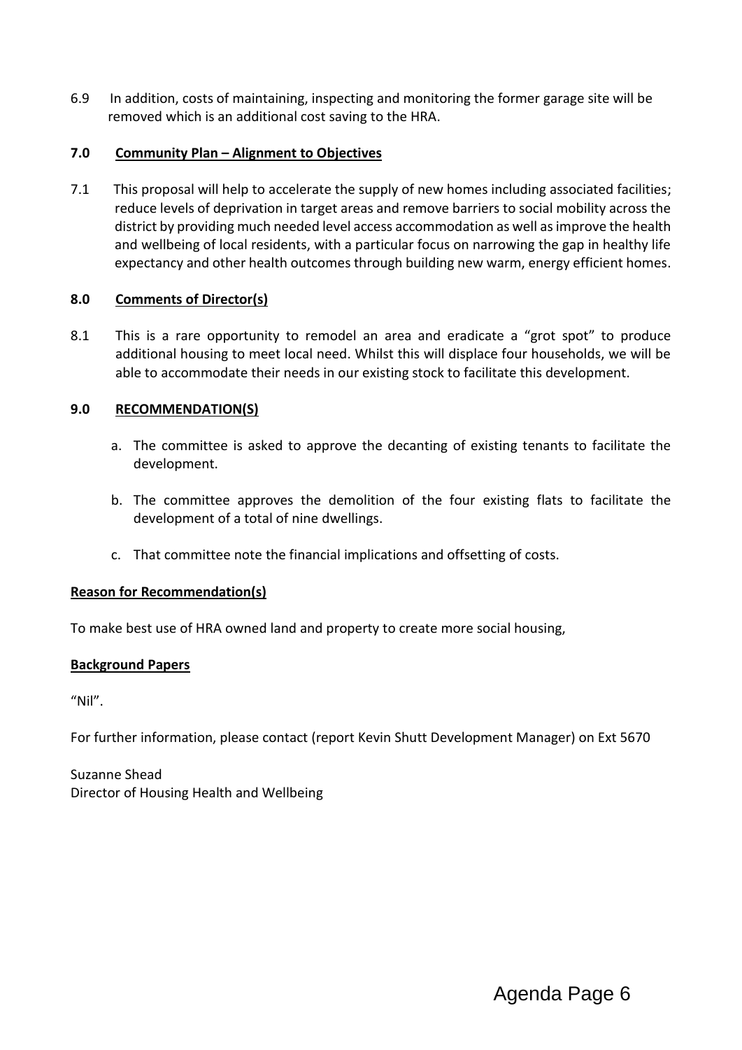6.9 In addition, costs of maintaining, inspecting and monitoring the former garage site will be removed which is an additional cost saving to the HRA.

## 7.0 Community Plan – Alignment to Objectives

7.1 This proposal will help to accelerate the supply of new homes including associated facilities; reduce levels of deprivation in target areas and remove barriers to social mobility across the district by providing much needed level access accommodation as well as improve the health and wellbeing of local residents, with a particular focus on narrowing the gap in healthy life expectancy and other health outcomes through building new warm, energy efficient homes.

## 8.0 Comments of Director(s)

8.1 This is a rare opportunity to remodel an area and eradicate a "grot spot" to produce additional housing to meet local need. Whilst this will displace four households, we will be able to accommodate their needs in our existing stock to facilitate this development.

## 9.0 RECOMMENDATION(S)

a. The committee is asked to approve the decanting of existing tenants to facilitate the development.

b. The committee approves the demolition of the four existing flats to facilitate the development of a total of nine dwellings.

c. That committee note the financial implications and offsetting of costs.

**Reason for Recommendation(s)**

To make best use of HRA owned land and property to create more social housing,

**Background Papers**

"Nil".

For further information, please contact (report Kevin Shutt Development Manager) on Ext 5670

Suzanne Shead
Director of Housing Health and Wellbeing